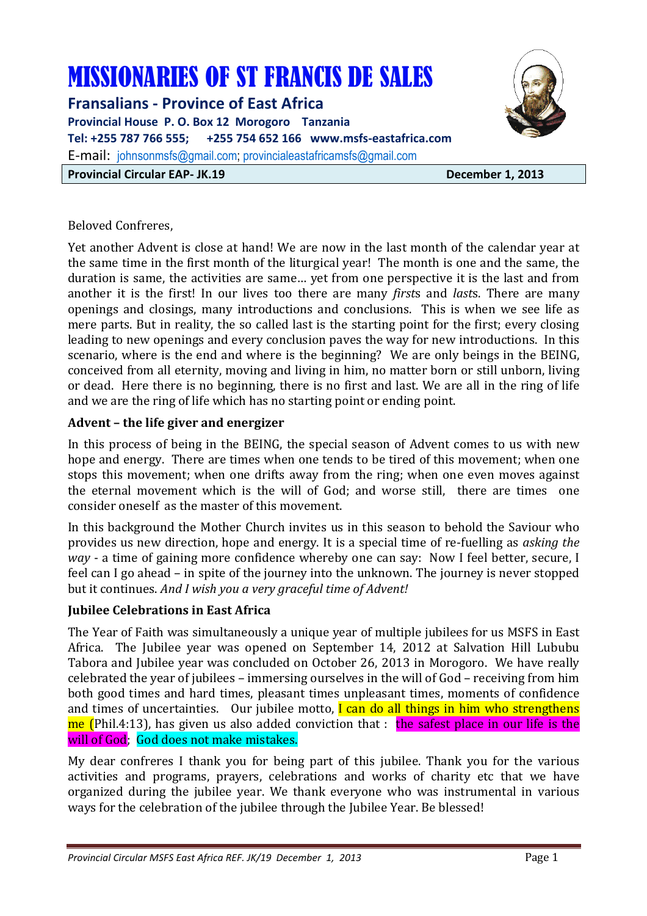# MISSIONARIES OF ST FRANCIS DE SALES

**Fransalians - Province of East Africa**

**Provincial House P. O. Box 12 Morogoro Tanzania**

**Tel: +255 787 766 555; +255 754 652 166 www.msfs-eastafrica.com**

E-mail: johnsonmsfs@gmail.com; provincialeastafricamsfs@gmail.com

**Provincial Circular EAP- JK.19** **December 1, 2013**

Beloved Confreres,

Yet another Advent is close at hand! We are now in the last month of the calendar year at the same time in the first month of the liturgical year! The month is one and the same, the duration is same, the activities are same… yet from one perspective it is the last and from another it is the first! In our lives too there are many *first*s and *last*s. There are many openings and closings, many introductions and conclusions. This is when we see life as mere parts. But in reality, the so called last is the starting point for the first; every closing leading to new openings and every conclusion paves the way for new introductions. In this scenario, where is the end and where is the beginning? We are only beings in the BEING, conceived from all eternity, moving and living in him, no matter born or still unborn, living or dead. Here there is no beginning, there is no first and last. We are all in the ring of life and we are the ring of life which has no starting point or ending point.

### Advent – the life giver and energizer

In this process of being in the BEING, the special season of Advent comes to us with new hope and energy. There are times when one tends to be tired of this movement; when one stops this movement; when one drifts away from the ring; when one even moves against the eternal movement which is the will of God; and worse still, there are times one consider oneself as the master of this movement.

In this background the Mother Church invites us in this season to behold the Saviour who provides us new direction, hope and energy. It is a special time of re-fuelling as *asking the way* - a time of gaining more confidence whereby one can say: Now I feel better, secure, I feel can I go ahead – in spite of the journey into the unknown. The journey is never stopped but it continues. *And I wish you a very graceful time of Advent!*

### Jubilee Celebrations in East Africa

The Year of Faith was simultaneously a unique year of multiple jubilees for us MSFS in East Africa. The Jubilee year was opened on September 14, 2012 at Salvation Hill Lububu Tabora and Jubilee year was concluded on October 26, 2013 in Morogoro. We have really celebrated the year of jubilees – immersing ourselves in the will of God – receiving from him both good times and hard times, pleasant times unpleasant times, moments of confidence and times of uncertainties. Our jubilee motto, I can do all things in him who strengthens me (Phil.4:13), has given us also added conviction that : the safest place in our life is the will of God; God does not make mistakes.

My dear confreres I thank you for being part of this jubilee. Thank you for the various activities and programs, prayers, celebrations and works of charity etc that we have organized during the jubilee year. We thank everyone who was instrumental in various ways for the celebration of the jubilee through the Jubilee Year. Be blessed!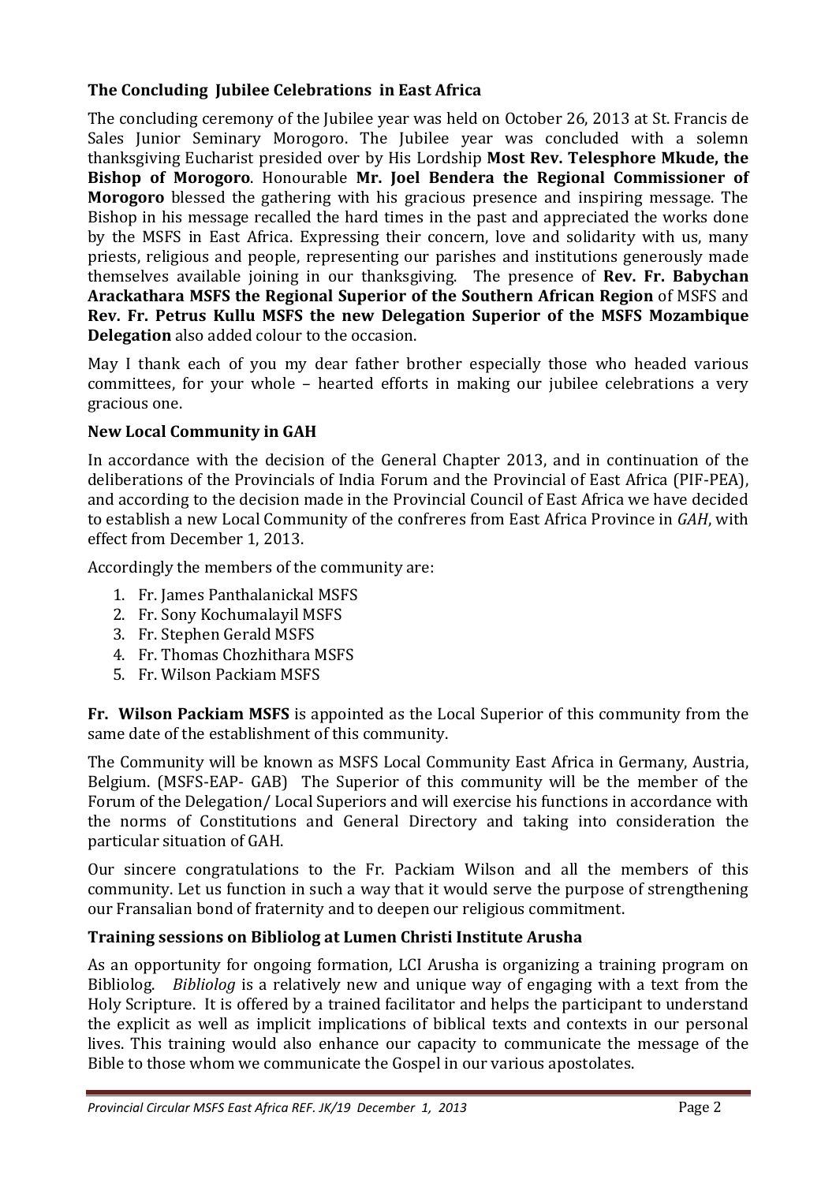### The Concluding Jubilee Celebrations in East Africa

The concluding ceremony of the Jubilee year was held on October 26, 2013 at St. Francis de Sales Junior Seminary Morogoro. The Jubilee year was concluded with a solemn thanksgiving Eucharist presided over by His Lordship **Most Rev. Telesphore Mkude, the Bishop of Morogoro**. Honourable **Mr. Joel Bendera the Regional Commissioner of Morogoro** blessed the gathering with his gracious presence and inspiring message. The Bishop in his message recalled the hard times in the past and appreciated the works done by the MSFS in East Africa. Expressing their concern, love and solidarity with us, many priests, religious and people, representing our parishes and institutions generously made themselves available joining in our thanksgiving. The presence of **Rev. Fr. Babychan Arackathara MSFS the Regional Superior of the Southern African Region** of MSFS and **Rev. Fr. Petrus Kullu MSFS the new Delegation Superior of the MSFS Mozambique Delegation** also added colour to the occasion.

May I thank each of you my dear father brother especially those who headed various committees, for your whole – hearted efforts in making our jubilee celebrations a very gracious one.

### New Local Community in GAH

In accordance with the decision of the General Chapter 2013, and in continuation of the deliberations of the Provincials of India Forum and the Provincial of East Africa (PIF-PEA), and according to the decision made in the Provincial Council of East Africa we have decided to establish a new Local Community of the confreres from East Africa Province in *GAH*, with effect from December 1, 2013.

Accordingly the members of the community are:

1. Fr. James Panthalanickal MSFS
2. Fr. Sony Kochumalayil MSFS
3. Fr. Stephen Gerald MSFS
4. Fr. Thomas Chozhithara MSFS
5. Fr. Wilson Packiam MSFS

**Fr. Wilson Packiam MSFS** is appointed as the Local Superior of this community from the same date of the establishment of this community.

The Community will be known as MSFS Local Community East Africa in Germany, Austria, Belgium. (MSFS-EAP- GAB) The Superior of this community will be the member of the Forum of the Delegation/ Local Superiors and will exercise his functions in accordance with the norms of Constitutions and General Directory and taking into consideration the particular situation of GAH.

Our sincere congratulations to the Fr. Packiam Wilson and all the members of this community. Let us function in such a way that it would serve the purpose of strengthening our Fransalian bond of fraternity and to deepen our religious commitment.

### Training sessions on Bibliolog at Lumen Christi Institute Arusha

As an opportunity for ongoing formation, LCI Arusha is organizing a training program on Bibliolog. *Bibliolog* is a relatively new and unique way of engaging with a text from the Holy Scripture. It is offered by a trained facilitator and helps the participant to understand the explicit as well as implicit implications of biblical texts and contexts in our personal lives. This training would also enhance our capacity to communicate the message of the Bible to those whom we communicate the Gospel in our various apostolates.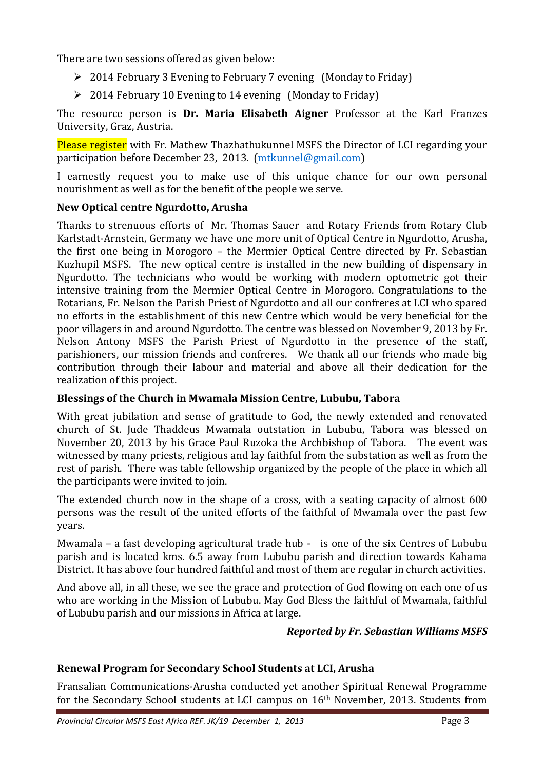There are two sessions offered as given below:

- 2014 February 3 Evening to February 7 evening (Monday to Friday)
- 2014 February 10 Evening to 14 evening (Monday to Friday)

The resource person is **Dr. Maria Elisabeth Aigner** Professor at the Karl Franzes University, Graz, Austria.

Please register with Fr. Mathew Thazhathukunnel MSFS the Director of LCI regarding your participation before December 23, 2013. (mtkunnel@gmail.com)

I earnestly request you to make use of this unique chance for our own personal nourishment as well as for the benefit of the people we serve.

### New Optical centre Ngurdotto, Arusha

Thanks to strenuous efforts of Mr. Thomas Sauer and Rotary Friends from Rotary Club Karlstadt-Arnstein, Germany we have one more unit of Optical Centre in Ngurdotto, Arusha, the first one being in Morogoro – the Mermier Optical Centre directed by Fr. Sebastian Kuzhupil MSFS. The new optical centre is installed in the new building of dispensary in Ngurdotto. The technicians who would be working with modern optometric got their intensive training from the Mermier Optical Centre in Morogoro. Congratulations to the Rotarians, Fr. Nelson the Parish Priest of Ngurdotto and all our confreres at LCI who spared no efforts in the establishment of this new Centre which would be very beneficial for the poor villagers in and around Ngurdotto. The centre was blessed on November 9, 2013 by Fr. Nelson Antony MSFS the Parish Priest of Ngurdotto in the presence of the staff, parishioners, our mission friends and confreres. We thank all our friends who made big contribution through their labour and material and above all their dedication for the realization of this project.

### Blessings of the Church in Mwamala Mission Centre, Lububu, Tabora

With great jubilation and sense of gratitude to God, the newly extended and renovated church of St. Jude Thaddeus Mwamala outstation in Lububu, Tabora was blessed on November 20, 2013 by his Grace Paul Ruzoka the Archbishop of Tabora. The event was witnessed by many priests, religious and lay faithful from the substation as well as from the rest of parish. There was table fellowship organized by the people of the place in which all the participants were invited to join.

The extended church now in the shape of a cross, with a seating capacity of almost 600 persons was the result of the united efforts of the faithful of Mwamala over the past few years.

Mwamala – a fast developing agricultural trade hub - is one of the six Centres of Lububu parish and is located kms. 6.5 away from Lububu parish and direction towards Kahama District. It has above four hundred faithful and most of them are regular in church activities.

And above all, in all these, we see the grace and protection of God flowing on each one of us who are working in the Mission of Lububu. May God Bless the faithful of Mwamala, faithful of Lububu parish and our missions in Africa at large.

***Reported by Fr. Sebastian Williams MSFS***

### Renewal Program for Secondary School Students at LCI, Arusha

Fransalian Communications-Arusha conducted yet another Spiritual Renewal Programme for the Secondary School students at LCI campus on 16th November, 2013. Students from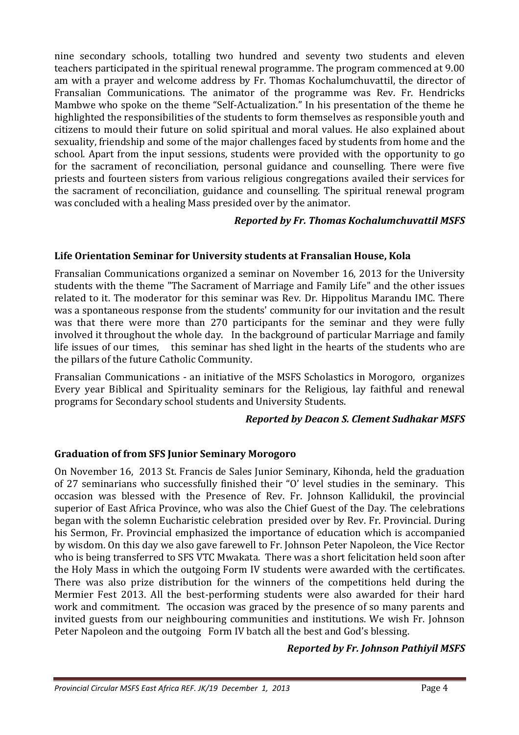nine secondary schools, totalling two hundred and seventy two students and eleven teachers participated in the spiritual renewal programme. The program commenced at 9.00 am with a prayer and welcome address by Fr. Thomas Kochalumchuvattil, the director of Fransalian Communications. The animator of the programme was Rev. Fr. Hendricks Mambwe who spoke on the theme "Self-Actualization." In his presentation of the theme he highlighted the responsibilities of the students to form themselves as responsible youth and citizens to mould their future on solid spiritual and moral values. He also explained about sexuality, friendship and some of the major challenges faced by students from home and the school. Apart from the input sessions, students were provided with the opportunity to go for the sacrament of reconciliation, personal guidance and counselling. There were five priests and fourteen sisters from various religious congregations availed their services for the sacrament of reconciliation, guidance and counselling. The spiritual renewal program was concluded with a healing Mass presided over by the animator.

***Reported by Fr. Thomas Kochalumchuvattil MSFS***

### Life Orientation Seminar for University students at Fransalian House, Kola

Fransalian Communications organized a seminar on November 16, 2013 for the University students with the theme "The Sacrament of Marriage and Family Life" and the other issues related to it. The moderator for this seminar was Rev. Dr. Hippolitus Marandu IMC. There was a spontaneous response from the students' community for our invitation and the result was that there were more than 270 participants for the seminar and they were fully involved it throughout the whole day. In the background of particular Marriage and family life issues of our times, this seminar has shed light in the hearts of the students who are the pillars of the future Catholic Community.

Fransalian Communications - an initiative of the MSFS Scholastics in Morogoro, organizes Every year Biblical and Spirituality seminars for the Religious, lay faithful and renewal programs for Secondary school students and University Students.

***Reported by Deacon S. Clement Sudhakar MSFS***

### Graduation of from SFS Junior Seminary Morogoro

On November 16, 2013 St. Francis de Sales Junior Seminary, Kihonda, held the graduation of 27 seminarians who successfully finished their "O' level studies in the seminary. This occasion was blessed with the Presence of Rev. Fr. Johnson Kallidukil, the provincial superior of East Africa Province, who was also the Chief Guest of the Day. The celebrations began with the solemn Eucharistic celebration presided over by Rev. Fr. Provincial. During his Sermon, Fr. Provincial emphasized the importance of education which is accompanied by wisdom. On this day we also gave farewell to Fr. Johnson Peter Napoleon, the Vice Rector who is being transferred to SFS VTC Mwakata. There was a short felicitation held soon after the Holy Mass in which the outgoing Form IV students were awarded with the certificates. There was also prize distribution for the winners of the competitions held during the Mermier Fest 2013. All the best-performing students were also awarded for their hard work and commitment. The occasion was graced by the presence of so many parents and invited guests from our neighbouring communities and institutions. We wish Fr. Johnson Peter Napoleon and the outgoing Form IV batch all the best and God's blessing.

***Reported by Fr. Johnson Pathiyil MSFS***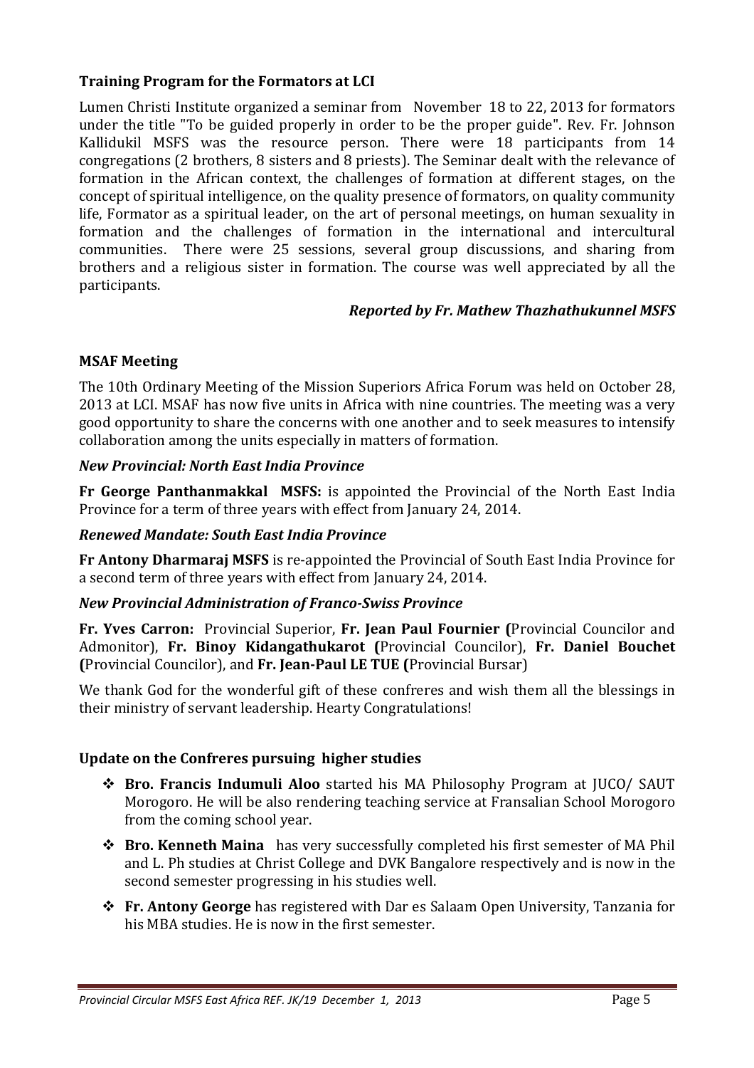### Training Program for the Formators at LCI

Lumen Christi Institute organized a seminar from November 18 to 22, 2013 for formators under the title "To be guided properly in order to be the proper guide". Rev. Fr. Johnson Kallidukil MSFS was the resource person. There were 18 participants from 14 congregations (2 brothers, 8 sisters and 8 priests). The Seminar dealt with the relevance of formation in the African context, the challenges of formation at different stages, on the concept of spiritual intelligence, on the quality presence of formators, on quality community life, Formator as a spiritual leader, on the art of personal meetings, on human sexuality in formation and the challenges of formation in the international and intercultural communities. There were 25 sessions, several group discussions, and sharing from brothers and a religious sister in formation. The course was well appreciated by all the participants.

***Reported by Fr. Mathew Thazhathukunnel MSFS***

### MSAF Meeting

The 10th Ordinary Meeting of the Mission Superiors Africa Forum was held on October 28, 2013 at LCI. MSAF has now five units in Africa with nine countries. The meeting was a very good opportunity to share the concerns with one another and to seek measures to intensify collaboration among the units especially in matters of formation.

***New Provincial: North East India Province***

**Fr George Panthanmakkal MSFS:** is appointed the Provincial of the North East India Province for a term of three years with effect from January 24, 2014.

***Renewed Mandate: South East India Province***

**Fr Antony Dharmaraj MSFS** is re-appointed the Provincial of South East India Province for a second term of three years with effect from January 24, 2014.

***New Provincial Administration of Franco-Swiss Province***

**Fr. Yves Carron:** Provincial Superior, **Fr. Jean Paul Fournier (**Provincial Councilor and Admonitor), **Fr. Binoy Kidangathukarot (**Provincial Councilor), **Fr. Daniel Bouchet (**Provincial Councilor), and **Fr. Jean-Paul LE TUE (**Provincial Bursar)

We thank God for the wonderful gift of these confreres and wish them all the blessings in their ministry of servant leadership. Hearty Congratulations!

### Update on the Confreres pursuing higher studies

- **Bro. Francis Indumuli Aloo** started his MA Philosophy Program at JUCO/ SAUT Morogoro. He will be also rendering teaching service at Fransalian School Morogoro from the coming school year.
- **Bro. Kenneth Maina** has very successfully completed his first semester of MA Phil and L. Ph studies at Christ College and DVK Bangalore respectively and is now in the second semester progressing in his studies well.
- **Fr. Antony George** has registered with Dar es Salaam Open University, Tanzania for his MBA studies. He is now in the first semester.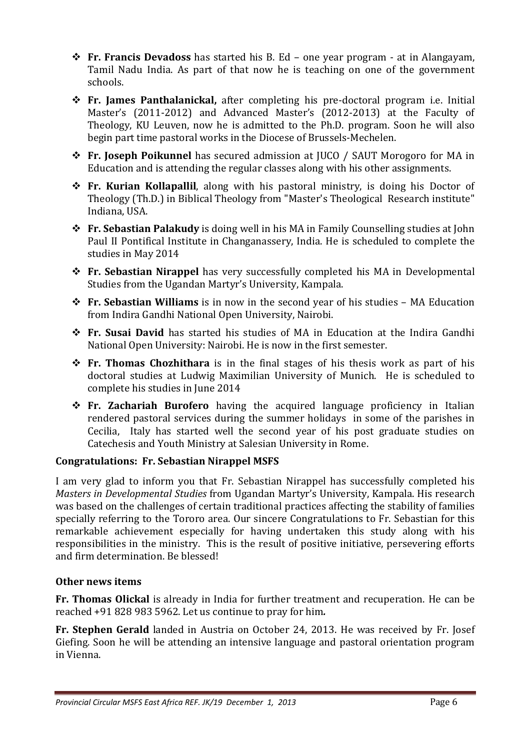- **Fr. Francis Devadoss** has started his B. Ed – one year program - at in Alangayam, Tamil Nadu India. As part of that now he is teaching on one of the government schools.
- **Fr. James Panthalanickal,** after completing his pre-doctoral program i.e. Initial Master's (2011-2012) and Advanced Master's (2012-2013) at the Faculty of Theology, KU Leuven, now he is admitted to the Ph.D. program. Soon he will also begin part time pastoral works in the Diocese of Brussels-Mechelen.
- **Fr. Joseph Poikunnel** has secured admission at JUCO / SAUT Morogoro for MA in Education and is attending the regular classes along with his other assignments.
- **Fr. Kurian Kollapallil**, along with his pastoral ministry, is doing his Doctor of Theology (Th.D.) in Biblical Theology from "Master's Theological Research institute" Indiana, USA.
- **Fr. Sebastian Palakudy** is doing well in his MA in Family Counselling studies at John Paul II Pontifical Institute in Changanassery, India. He is scheduled to complete the studies in May 2014
- **Fr. Sebastian Nirappel** has very successfully completed his MA in Developmental Studies from the Ugandan Martyr's University, Kampala.
- **Fr. Sebastian Williams** is in now in the second year of his studies – MA Education from Indira Gandhi National Open University, Nairobi.
- **Fr. Susai David** has started his studies of MA in Education at the Indira Gandhi National Open University: Nairobi. He is now in the first semester.
- **Fr. Thomas Chozhithara** is in the final stages of his thesis work as part of his doctoral studies at Ludwig Maximilian University of Munich. He is scheduled to complete his studies in June 2014
- **Fr. Zachariah Burofero** having the acquired language proficiency in Italian rendered pastoral services during the summer holidays in some of the parishes in Cecilia, Italy has started well the second year of his post graduate studies on Catechesis and Youth Ministry at Salesian University in Rome.

### Congratulations: Fr. Sebastian Nirappel MSFS

I am very glad to inform you that Fr. Sebastian Nirappel has successfully completed his *Masters in Developmental Studies* from Ugandan Martyr's University, Kampala. His research was based on the challenges of certain traditional practices affecting the stability of families specially referring to the Tororo area. Our sincere Congratulations to Fr. Sebastian for this remarkable achievement especially for having undertaken this study along with his responsibilities in the ministry. This is the result of positive initiative, persevering efforts and firm determination. Be blessed!

### Other news items

**Fr. Thomas Olickal** is already in India for further treatment and recuperation. He can be reached +91 828 983 5962. Let us continue to pray for him.

**Fr. Stephen Gerald** landed in Austria on October 24, 2013. He was received by Fr. Josef Giefing. Soon he will be attending an intensive language and pastoral orientation program in Vienna.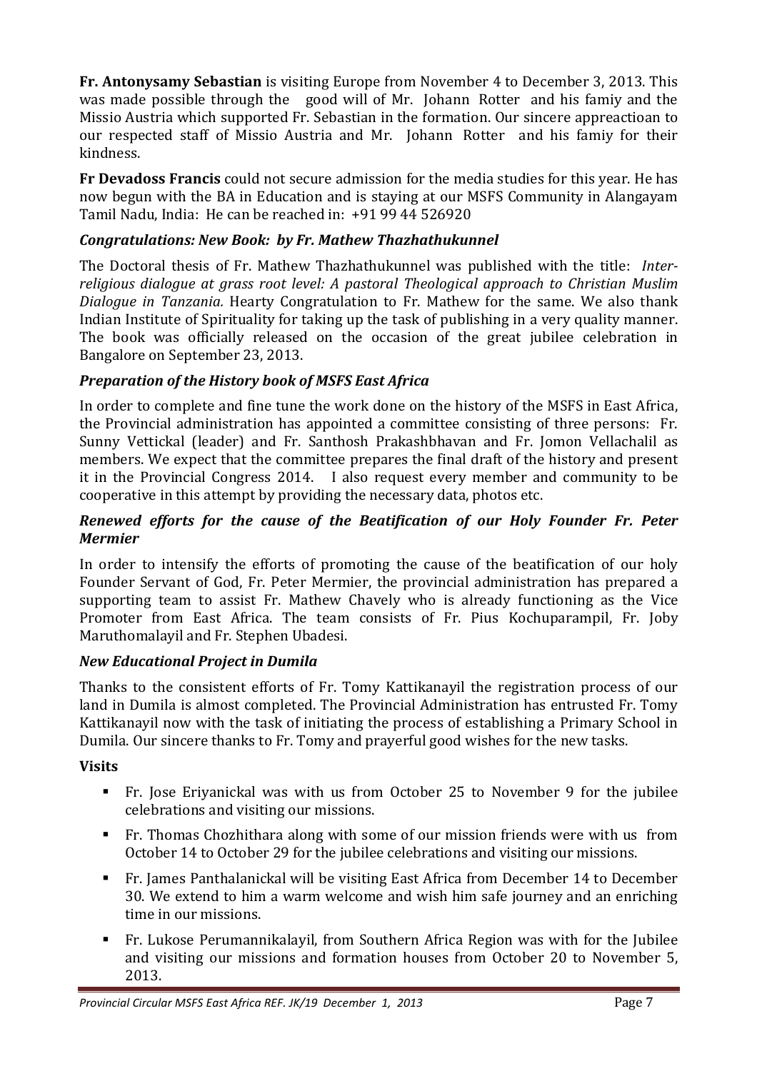**Fr. Antonysamy Sebastian** is visiting Europe from November 4 to December 3, 2013. This was made possible through the good will of Mr. Johann Rotter and his famiy and the Missio Austria which supported Fr. Sebastian in the formation. Our sincere appreactioan to our respected staff of Missio Austria and Mr. Johann Rotter and his famiy for their kindness.

**Fr Devadoss Francis** could not secure admission for the media studies for this year. He has now begun with the BA in Education and is staying at our MSFS Community in Alangayam Tamil Nadu, India: He can be reached in: +91 99 44 526920

### *Congratulations: New Book: by Fr. Mathew Thazhathukunnel*

The Doctoral thesis of Fr. Mathew Thazhathukunnel was published with the title: *Inter-religious dialogue at grass root level: A pastoral Theological approach to Christian Muslim Dialogue in Tanzania.* Hearty Congratulation to Fr. Mathew for the same. We also thank Indian Institute of Spirituality for taking up the task of publishing in a very quality manner. The book was officially released on the occasion of the great jubilee celebration in Bangalore on September 23, 2013.

### *Preparation of the History book of MSFS East Africa*

In order to complete and fine tune the work done on the history of the MSFS in East Africa, the Provincial administration has appointed a committee consisting of three persons: Fr. Sunny Vettickal (leader) and Fr. Santhosh Prakashbhavan and Fr. Jomon Vellachalil as members. We expect that the committee prepares the final draft of the history and present it in the Provincial Congress 2014. I also request every member and community to be cooperative in this attempt by providing the necessary data, photos etc.

### *Renewed efforts for the cause of the Beatification of our Holy Founder Fr. Peter Mermier*

In order to intensify the efforts of promoting the cause of the beatification of our holy Founder Servant of God, Fr. Peter Mermier, the provincial administration has prepared a supporting team to assist Fr. Mathew Chavely who is already functioning as the Vice Promoter from East Africa. The team consists of Fr. Pius Kochuparampil, Fr. Joby Maruthomalayil and Fr. Stephen Ubadesi.

### *New Educational Project in Dumila*

Thanks to the consistent efforts of Fr. Tomy Kattikanayil the registration process of our land in Dumila is almost completed. The Provincial Administration has entrusted Fr. Tomy Kattikanayil now with the task of initiating the process of establishing a Primary School in Dumila. Our sincere thanks to Fr. Tomy and prayerful good wishes for the new tasks.

### **Visits**

- Fr. Jose Eriyanickal was with us from October 25 to November 9 for the jubilee celebrations and visiting our missions.
- Fr. Thomas Chozhithara along with some of our mission friends were with us from October 14 to October 29 for the jubilee celebrations and visiting our missions.
- Fr. James Panthalanickal will be visiting East Africa from December 14 to December 30. We extend to him a warm welcome and wish him safe journey and an enriching time in our missions.
- Fr. Lukose Perumannikalayil, from Southern Africa Region was with for the Jubilee and visiting our missions and formation houses from October 20 to November 5, 2013.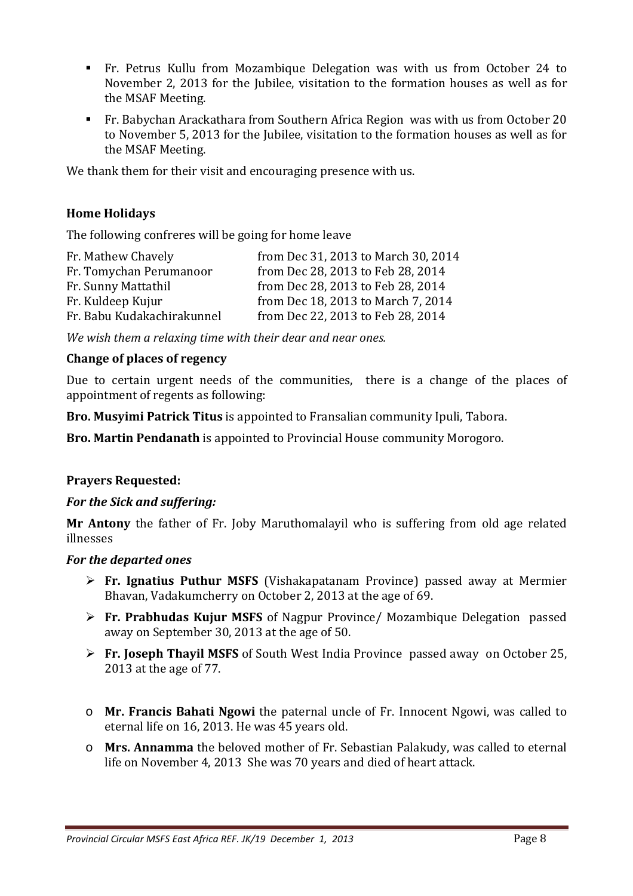- Fr. Petrus Kullu from Mozambique Delegation was with us from October 24 to November 2, 2013 for the Jubilee, visitation to the formation houses as well as for the MSAF Meeting.
- Fr. Babychan Arackathara from Southern Africa Region was with us from October 20 to November 5, 2013 for the Jubilee, visitation to the formation houses as well as for the MSAF Meeting.

We thank them for their visit and encouraging presence with us.

### Home Holidays

The following confreres will be going for home leave

| | |
|---|---|
| Fr. Mathew Chavely | from Dec 31, 2013 to March 30, 2014 |
| Fr. Tomychan Perumanoor | from Dec 28, 2013 to Feb 28, 2014 |
| Fr. Sunny Mattathil | from Dec 28, 2013 to Feb 28, 2014 |
| Fr. Kuldeep Kujur | from Dec 18, 2013 to March 7, 2014 |
| Fr. Babu Kudakachirakunnel | from Dec 22, 2013 to Feb 28, 2014 |

*We wish them a relaxing time with their dear and near ones.*

### Change of places of regency

Due to certain urgent needs of the communities, there is a change of the places of appointment of regents as following:

**Bro. Musyimi Patrick Titus** is appointed to Fransalian community Ipuli, Tabora.

**Bro. Martin Pendanath** is appointed to Provincial House community Morogoro.

### Prayers Requested:

#### *For the Sick and suffering:*

**Mr Antony** the father of Fr. Joby Maruthomalayil who is suffering from old age related illnesses

#### *For the departed ones*

- **Fr. Ignatius Puthur MSFS** (Vishakapatanam Province) passed away at Mermier Bhavan, Vadakumcherry on October 2, 2013 at the age of 69.
- **Fr. Prabhudas Kujur MSFS** of Nagpur Province/ Mozambique Delegation passed away on September 30, 2013 at the age of 50.
- **Fr. Joseph Thayil MSFS** of South West India Province passed away on October 25, 2013 at the age of 77.

- **Mr. Francis Bahati Ngowi** the paternal uncle of Fr. Innocent Ngowi, was called to eternal life on 16, 2013. He was 45 years old.
- **Mrs. Annamma** the beloved mother of Fr. Sebastian Palakudy, was called to eternal life on November 4, 2013 She was 70 years and died of heart attack.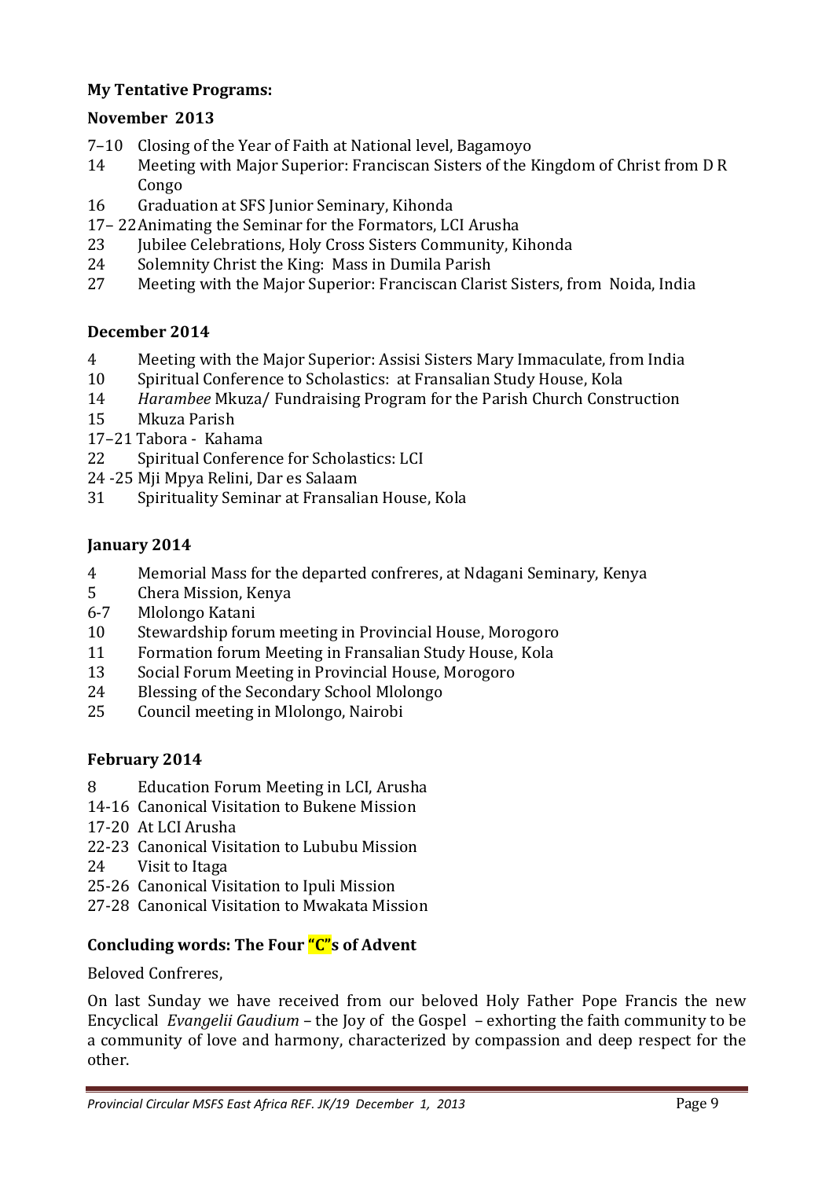**My Tentative Programs:**

**November 2013**

7–10 Closing of the Year of Faith at National level, Bagamoyo
14 Meeting with Major Superior: Franciscan Sisters of the Kingdom of Christ from D R Congo
16 Graduation at SFS Junior Seminary, Kihonda
17– 22 Animating the Seminar for the Formators, LCI Arusha
23 Jubilee Celebrations, Holy Cross Sisters Community, Kihonda
24 Solemnity Christ the King: Mass in Dumila Parish
27 Meeting with the Major Superior: Franciscan Clarist Sisters, from Noida, India

**December 2014**

4 Meeting with the Major Superior: Assisi Sisters Mary Immaculate, from India
10 Spiritual Conference to Scholastics: at Fransalian Study House, Kola
14 *Harambee* Mkuza/ Fundraising Program for the Parish Church Construction
15 Mkuza Parish
17–21 Tabora - Kahama
22 Spiritual Conference for Scholastics: LCI
24 -25 Mji Mpya Relini, Dar es Salaam
31 Spirituality Seminar at Fransalian House, Kola

**January 2014**

4 Memorial Mass for the departed confreres, at Ndagani Seminary, Kenya
5 Chera Mission, Kenya
6-7 Mlolongo Katani
10 Stewardship forum meeting in Provincial House, Morogoro
11 Formation forum Meeting in Fransalian Study House, Kola
13 Social Forum Meeting in Provincial House, Morogoro
24 Blessing of the Secondary School Mlolongo
25 Council meeting in Mlolongo, Nairobi

**February 2014**

8 Education Forum Meeting in LCI, Arusha
14-16 Canonical Visitation to Bukene Mission
17-20 At LCI Arusha
22-23 Canonical Visitation to Lububu Mission
24 Visit to Itaga
25-26 Canonical Visitation to Ipuli Mission
27-28 Canonical Visitation to Mwakata Mission

**Concluding words: The Four "C"s of Advent**

Beloved Confreres,

On last Sunday we have received from our beloved Holy Father Pope Francis the new Encyclical *Evangelii Gaudium* – the Joy of the Gospel – exhorting the faith community to be a community of love and harmony, characterized by compassion and deep respect for the other.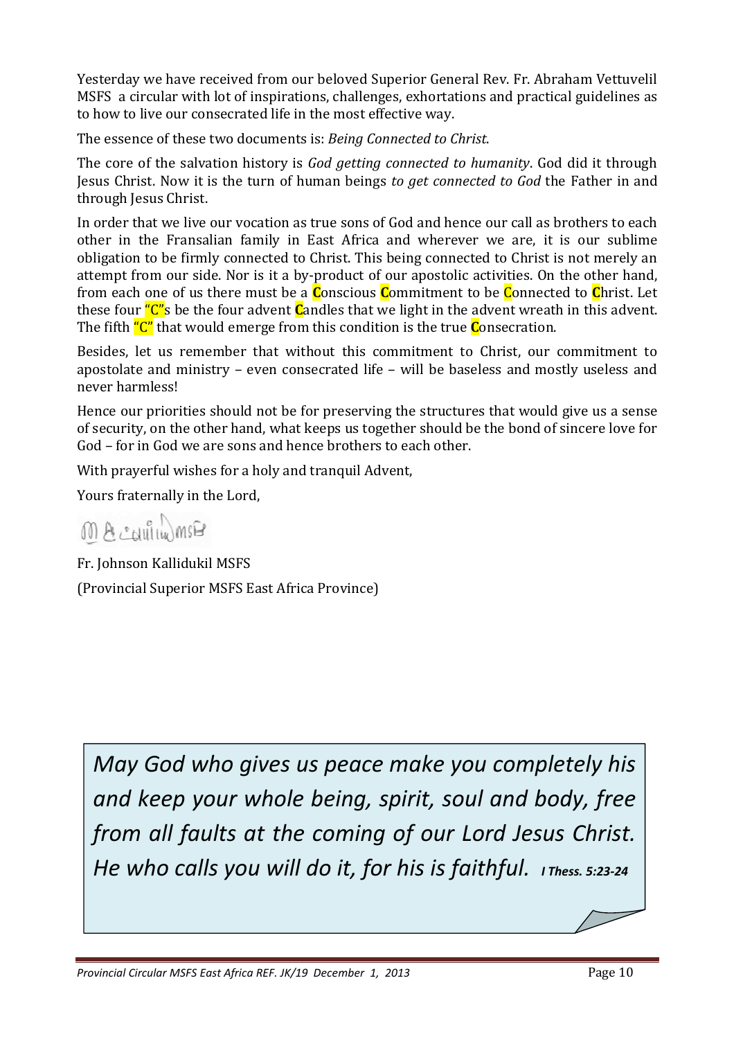Yesterday we have received from our beloved Superior General Rev. Fr. Abraham Vettuvelil MSFS a circular with lot of inspirations, challenges, exhortations and practical guidelines as to how to live our consecrated life in the most effective way.

The essence of these two documents is: *Being Connected to Christ*.

The core of the salvation history is *God getting connected to humanity*. God did it through Jesus Christ. Now it is the turn of human beings *to get connected to God* the Father in and through Jesus Christ.

In order that we live our vocation as true sons of God and hence our call as brothers to each other in the Fransalian family in East Africa and wherever we are, it is our sublime obligation to be firmly connected to Christ. This being connected to Christ is not merely an attempt from our side. Nor is it a by-product of our apostolic activities. On the other hand, from each one of us there must be a **C**onscious **C**ommitment to be **C**onnected to **C**hrist. Let these four "C"s be the four advent **C**andles that we light in the advent wreath in this advent. The fifth "C" that would emerge from this condition is the true **C**onsecration.

Besides, let us remember that without this commitment to Christ, our commitment to apostolate and ministry – even consecrated life – will be baseless and mostly useless and never harmless!

Hence our priorities should not be for preserving the structures that would give us a sense of security, on the other hand, what keeps us together should be the bond of sincere love for God – for in God we are sons and hence brothers to each other.

With prayerful wishes for a holy and tranquil Advent,

Yours fraternally in the Lord,

Fr. Johnson Kallidukil MSFS

(Provincial Superior MSFS East Africa Province)

*May God who gives us peace make you completely his and keep your whole being, spirit, soul and body, free from all faults at the coming of our Lord Jesus Christ. He who calls you will do it, for his is faithful.* ***I Thess. 5:23-24***